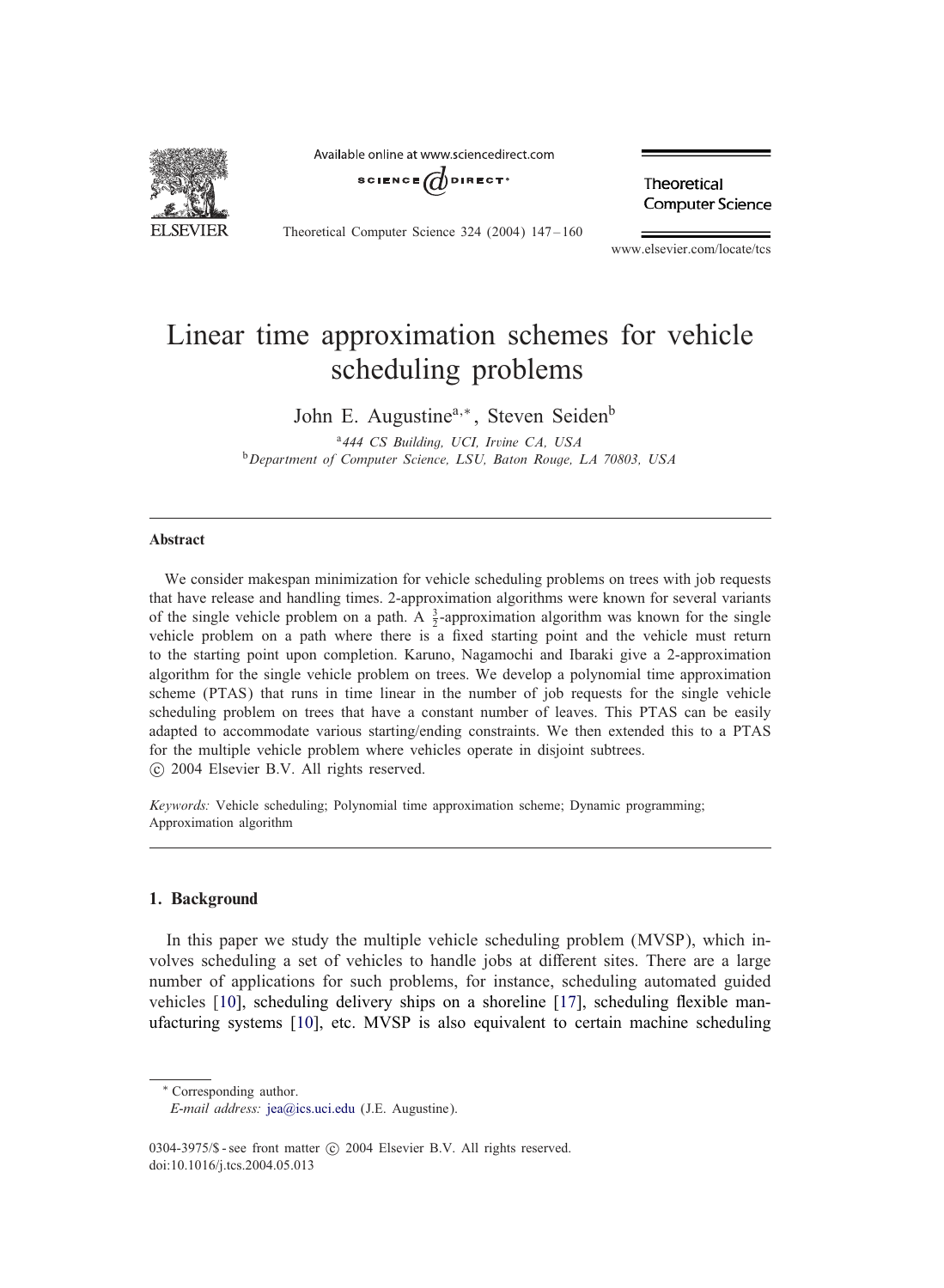# Linear time approximation schemes for vehicle scheduling problems

John E. Augustine[a,*], Steven Seiden[b]

[a] *444 CS Building, UCI, Irvine CA, USA*

[b] *Department of Computer Science, LSU, Baton Rouge, LA 70803, USA*

---

## Abstract

We consider makespan minimization for vehicle scheduling problems on trees with job requests that have release and handling times. 2-approximation algorithms were known for several variants of the single vehicle problem on a path. A $\frac{3}{2}$-approximation algorithm was known for the single vehicle problem on a path where there is a fixed starting point and the vehicle must return to the starting point upon completion. Karuno, Nagamochi and Ibaraki give a 2-approximation algorithm for the single vehicle problem on trees. We develop a polynomial time approximation scheme (PTAS) that runs in time linear in the number of job requests for the single vehicle scheduling problem on trees that have a constant number of leaves. This PTAS can be easily adapted to accommodate various starting/ending constraints. We then extended this to a PTAS for the multiple vehicle problem where vehicles operate in disjoint subtrees.

© 2004 Elsevier B.V. All rights reserved.

*Keywords:* Vehicle scheduling; Polynomial time approximation scheme; Dynamic programming; Approximation algorithm

---

## 1. Background

In this paper we study the multiple vehicle scheduling problem (MVSP), which involves scheduling a set of vehicles to handle jobs at different sites. There are a large number of applications for such problems, for instance, scheduling automated guided vehicles [10], scheduling delivery ships on a shoreline [17], scheduling flexible manufacturing systems [10], etc. MVSP is also equivalent to certain machine scheduling

---

\* Corresponding author.

*E-mail address:* jea@ics.uci.edu (J.E. Augustine).

0304-3975/$ - see front matter © 2004 Elsevier B.V. All rights reserved.
doi:10.1016/j.tcs.2004.05.013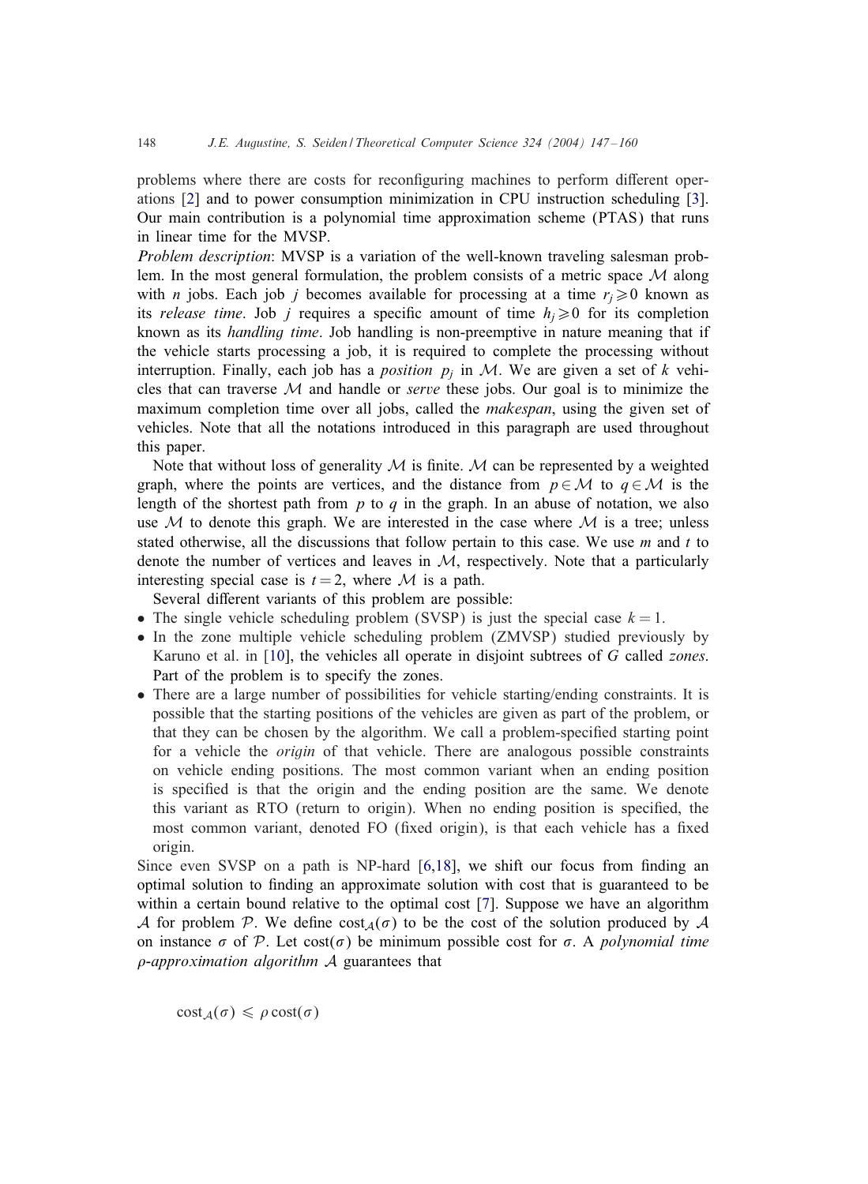problems where there are costs for reconfiguring machines to perform different operations [2] and to power consumption minimization in CPU instruction scheduling [3]. Our main contribution is a polynomial time approximation scheme (PTAS) that runs in linear time for the MVSP.

*Problem description*: MVSP is a variation of the well-known traveling salesman problem. In the most general formulation, the problem consists of a metric space $\mathcal{M}$ along with $n$ jobs. Each job $j$ becomes available for processing at a time $r_j \geqslant 0$ known as its *release time*. Job $j$ requires a specific amount of time $h_j \geqslant 0$ for its completion known as its *handling time*. Job handling is non-preemptive in nature meaning that if the vehicle starts processing a job, it is required to complete the processing without interruption. Finally, each job has a *position* $p_j$ in $\mathcal{M}$. We are given a set of $k$ vehicles that can traverse $\mathcal{M}$ and handle or *serve* these jobs. Our goal is to minimize the maximum completion time over all jobs, called the *makespan*, using the given set of vehicles. Note that all the notations introduced in this paragraph are used throughout this paper.

Note that without loss of generality $\mathcal{M}$ is finite. $\mathcal{M}$ can be represented by a weighted graph, where the points are vertices, and the distance from $p \in \mathcal{M}$ to $q \in \mathcal{M}$ is the length of the shortest path from $p$ to $q$ in the graph. In an abuse of notation, we also use $\mathcal{M}$ to denote this graph. We are interested in the case where $\mathcal{M}$ is a tree; unless stated otherwise, all the discussions that follow pertain to this case. We use $m$ and $t$ to denote the number of vertices and leaves in $\mathcal{M}$, respectively. Note that a particularly interesting special case is $t = 2$, where $\mathcal{M}$ is a path.

Several different variants of this problem are possible:

- The single vehicle scheduling problem (SVSP) is just the special case $k = 1$.
- In the zone multiple vehicle scheduling problem (ZMVSP) studied previously by Karuno et al. in [10], the vehicles all operate in disjoint subtrees of $G$ called *zones*. Part of the problem is to specify the zones.
- There are a large number of possibilities for vehicle starting/ending constraints. It is possible that the starting positions of the vehicles are given as part of the problem, or that they can be chosen by the algorithm. We call a problem-specified starting point for a vehicle the *origin* of that vehicle. There are analogous possible constraints on vehicle ending positions. The most common variant when an ending position is specified is that the origin and the ending position are the same. We denote this variant as RTO (return to origin). When no ending position is specified, the most common variant, denoted FO (fixed origin), is that each vehicle has a fixed origin.

Since even SVSP on a path is NP-hard [6,18], we shift our focus from finding an optimal solution to finding an approximate solution with cost that is guaranteed to be within a certain bound relative to the optimal cost [7]. Suppose we have an algorithm $\mathcal{A}$ for problem $\mathcal{P}$. We define $\text{cost}_{\mathcal{A}}(\sigma)$ to be the cost of the solution produced by $\mathcal{A}$ on instance $\sigma$ of $\mathcal{P}$. Let $\text{cost}(\sigma)$ be minimum possible cost for $\sigma$. A *polynomial time $\rho$-approximation algorithm* $\mathcal{A}$ guarantees that

$$\text{cost}_{\mathcal{A}}(\sigma) \leqslant \rho\,\text{cost}(\sigma)$$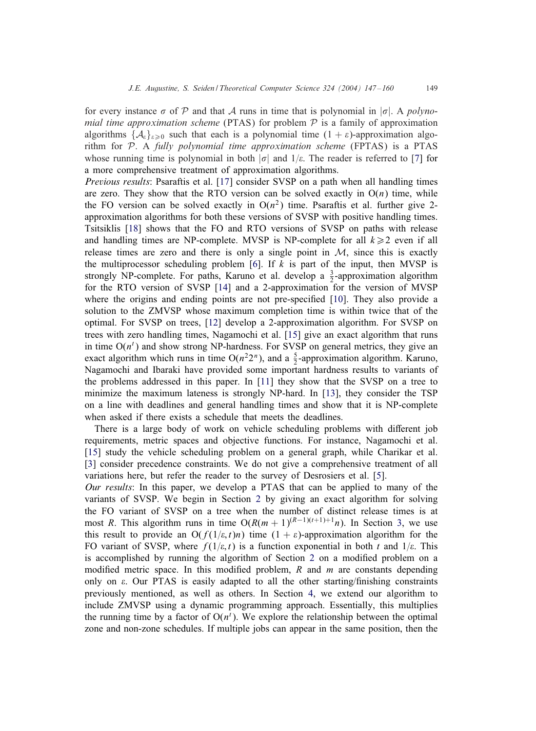for every instance $\sigma$ of $\mathcal{P}$ and that $\mathcal{A}$ runs in time that is polynomial in $|\sigma|$. A *polynomial time approximation scheme* (PTAS) for problem $\mathcal{P}$ is a family of approximation algorithms $\{\mathcal{A}_\varepsilon\}_{\varepsilon \geqslant 0}$ such that each is a polynomial time $(1+\varepsilon)$-approximation algorithm for $\mathcal{P}$. A *fully polynomial time approximation scheme* (FPTAS) is a PTAS whose running time is polynomial in both $|\sigma|$ and $1/\varepsilon$. The reader is referred to [7] for a more comprehensive treatment of approximation algorithms.

*Previous results*: Psaraftis et al. [17] consider SVSP on a path when all handling times are zero. They show that the RTO version can be solved exactly in $O(n)$ time, while the FO version can be solved exactly in $O(n^2)$ time. Psaraftis et al. further give 2-approximation algorithms for both these versions of SVSP with positive handling times. Tsitsiklis [18] shows that the FO and RTO versions of SVSP on paths with release and handling times are NP-complete. MVSP is NP-complete for all $k \geqslant 2$ even if all release times are zero and there is only a single point in $\mathcal{M}$, since this is exactly the multiprocessor scheduling problem [6]. If $k$ is part of the input, then MVSP is strongly NP-complete. For paths, Karuno et al. develop a $\frac{3}{2}$-approximation algorithm for the RTO version of SVSP [14] and a 2-approximation for the version of MVSP where the origins and ending points are not pre-specified [10]. They also provide a solution to the ZMVSP whose maximum completion time is within twice that of the optimal. For SVSP on trees, [12] develop a 2-approximation algorithm. For SVSP on trees with zero handling times, Nagamochi et al. [15] give an exact algorithm that runs in time $O(n^t)$ and show strong NP-hardness. For SVSP on general metrics, they give an exact algorithm which runs in time $O(n^2 2^n)$, and a $\frac{5}{2}$-approximation algorithm. Karuno, Nagamochi and Ibaraki have provided some important hardness results to variants of the problems addressed in this paper. In [11] they show that the SVSP on a tree to minimize the maximum lateness is strongly NP-hard. In [13], they consider the TSP on a line with deadlines and general handling times and show that it is NP-complete when asked if there exists a schedule that meets the deadlines.

There is a large body of work on vehicle scheduling problems with different job requirements, metric spaces and objective functions. For instance, Nagamochi et al. [15] study the vehicle scheduling problem on a general graph, while Charikar et al. [3] consider precedence constraints. We do not give a comprehensive treatment of all variations here, but refer the reader to the survey of Desrosiers et al. [5].

*Our results*: In this paper, we develop a PTAS that can be applied to many of the variants of SVSP. We begin in Section 2 by giving an exact algorithm for solving the FO variant of SVSP on a tree when the number of distinct release times is at most $R$. This algorithm runs in time $O(R(m+1)^{(R-1)(t+1)+1}n)$. In Section 3, we use this result to provide an $O(f(1/\varepsilon, t)n)$ time $(1+\varepsilon)$-approximation algorithm for the FO variant of SVSP, where $f(1/\varepsilon, t)$ is a function exponential in both $t$ and $1/\varepsilon$. This is accomplished by running the algorithm of Section 2 on a modified problem on a modified metric space. In this modified problem, $R$ and $m$ are constants depending only on $\varepsilon$. Our PTAS is easily adapted to all the other starting/finishing constraints previously mentioned, as well as others. In Section 4, we extend our algorithm to include ZMVSP using a dynamic programming approach. Essentially, this multiplies the running time by a factor of $O(n^t)$. We explore the relationship between the optimal zone and non-zone schedules. If multiple jobs can appear in the same position, then the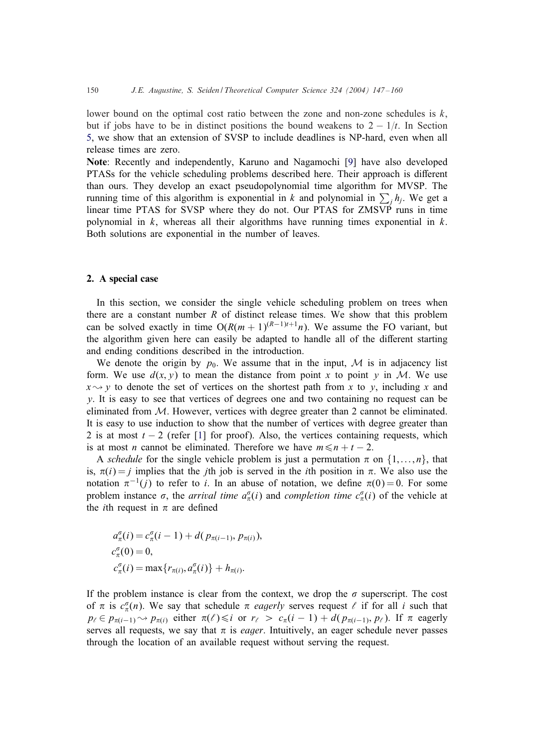lower bound on the optimal cost ratio between the zone and non-zone schedules is $k$, but if jobs have to be in distinct positions the bound weakens to $2 - 1/t$. In Section 5, we show that an extension of SVSP to include deadlines is NP-hard, even when all release times are zero.

**Note**: Recently and independently, Karuno and Nagamochi [9] have also developed PTASs for the vehicle scheduling problems described here. Their approach is different than ours. They develop an exact pseudopolynomial time algorithm for MVSP. The running time of this algorithm is exponential in $k$ and polynomial in $\sum_j h_j$. We get a linear time PTAS for SVSP where they do not. Our PTAS for ZMSVP runs in time polynomial in $k$, whereas all their algorithms have running times exponential in $k$. Both solutions are exponential in the number of leaves.

## 2. A special case

In this section, we consider the single vehicle scheduling problem on trees when there are a constant number $R$ of distinct release times. We show that this problem can be solved exactly in time $O(R(m+1)^{(R-1)t+1}n)$. We assume the FO variant, but the algorithm given here can easily be adapted to handle all of the different starting and ending conditions described in the introduction.

We denote the origin by $p_0$. We assume that in the input, $\mathcal{M}$ is in adjacency list form. We use $d(x, y)$ to mean the distance from point $x$ to point $y$ in $\mathcal{M}$. We use $x \rightsquigarrow y$ to denote the set of vertices on the shortest path from $x$ to $y$, including $x$ and $y$. It is easy to see that vertices of degrees one and two containing no request can be eliminated from $\mathcal{M}$. However, vertices with degree greater than 2 cannot be eliminated. It is easy to use induction to show that the number of vertices with degree greater than 2 is at most $t-2$ (refer [1] for proof). Also, the vertices containing requests, which is at most $n$ cannot be eliminated. Therefore we have $m \leqslant n + t - 2$.

A *schedule* for the single vehicle problem is just a permutation $\pi$ on $\{1, \ldots, n\}$, that is, $\pi(i) = j$ implies that the $j$th job is served in the $i$th position in $\pi$. We also use the notation $\pi^{-1}(j)$ to refer to $i$. In an abuse of notation, we define $\pi(0) = 0$. For some problem instance $\sigma$, the *arrival time* $a_\pi^\sigma(i)$ and *completion time* $c_\pi^\sigma(i)$ of the vehicle at the $i$th request in $\pi$ are defined

$$
\begin{aligned}
a_\pi^\sigma(i) &= c_\pi^\sigma(i-1) + d(p_{\pi(i-1)}, p_{\pi(i)}), \\
c_\pi^\sigma(0) &= 0, \\
c_\pi^\sigma(i) &= \max\{r_{\pi(i)}, a_\pi^\sigma(i)\} + h_{\pi(i)}.
\end{aligned}
$$

If the problem instance is clear from the context, we drop the $\sigma$ superscript. The cost of $\pi$ is $c_\pi^\sigma(n)$. We say that schedule $\pi$ *eagerly* serves request $\ell$ if for all $i$ such that $p_\ell \in p_{\pi(i-1)} \rightsquigarrow p_{\pi(i)}$ either $\pi(\ell) \leqslant i$ or $r_\ell > c_\pi(i-1) + d(p_{\pi(i-1)}, p_\ell)$. If $\pi$ eagerly serves all requests, we say that $\pi$ is *eager*. Intuitively, an eager schedule never passes through the location of an available request without serving the request.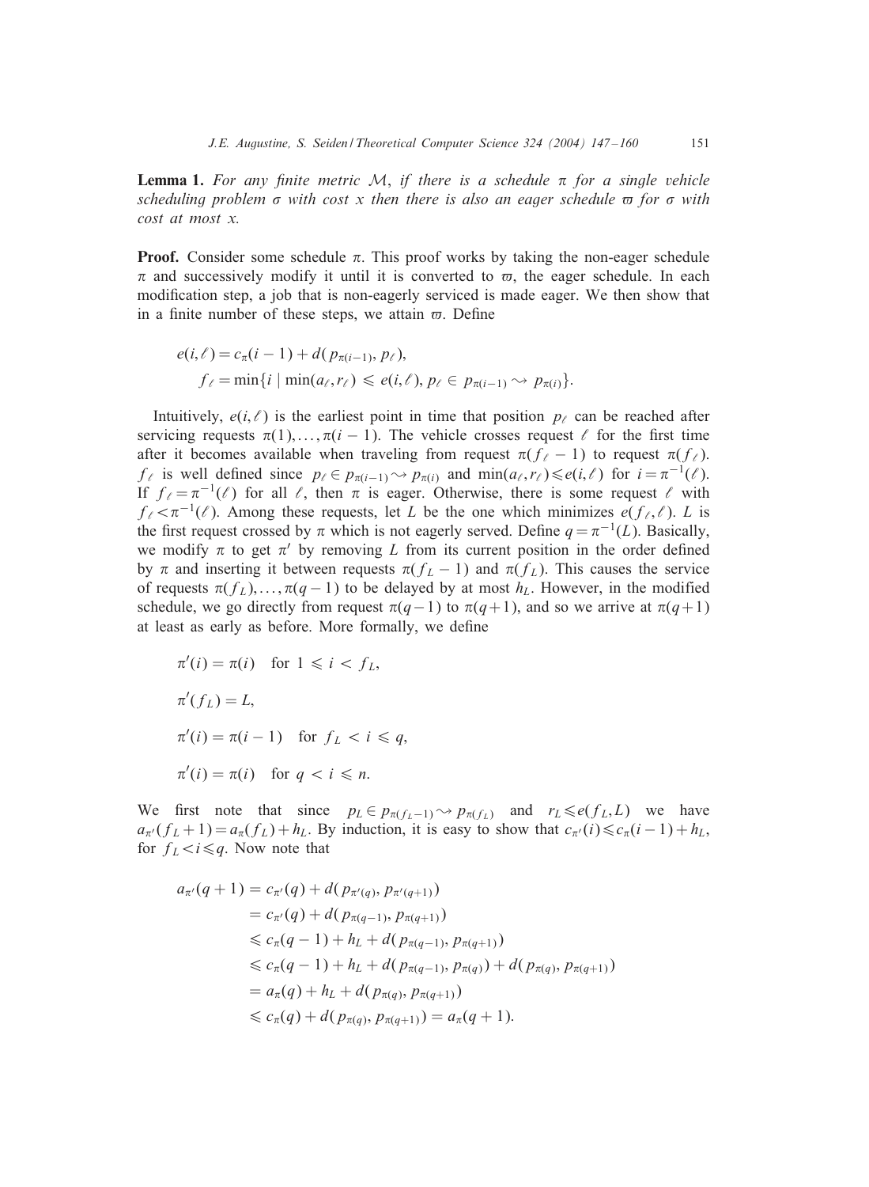**Lemma 1.** *For any finite metric $\mathcal{M}$, if there is a schedule $\pi$ for a single vehicle scheduling problem $\sigma$ with cost $x$ then there is also an eager schedule $\varpi$ for $\sigma$ with cost at most $x$.*

**Proof.** Consider some schedule $\pi$. This proof works by taking the non-eager schedule $\pi$ and successively modify it until it is converted to $\varpi$, the eager schedule. In each modification step, a job that is non-eagerly serviced is made eager. We then show that in a finite number of these steps, we attain $\varpi$. Define

$$e(i,\ell) = c_\pi(i-1) + d(p_{\pi(i-1)}, p_\ell),$$
$$f_\ell = \min\{i \mid \min(a_\ell, r_\ell) \leqslant e(i,\ell),\, p_\ell \in p_{\pi(i-1)} \rightsquigarrow p_{\pi(i)}\}.$$

Intuitively, $e(i,\ell)$ is the earliest point in time that position $p_\ell$ can be reached after servicing requests $\pi(1),\dots,\pi(i-1)$. The vehicle crosses request $\ell$ for the first time after it becomes available when traveling from request $\pi(f_\ell - 1)$ to request $\pi(f_\ell)$. $f_\ell$ is well defined since $p_\ell \in p_{\pi(i-1)} \rightsquigarrow p_{\pi(i)}$ and $\min(a_\ell, r_\ell) \leqslant e(i,\ell)$ for $i = \pi^{-1}(\ell)$. If $f_\ell = \pi^{-1}(\ell)$ for all $\ell$, then $\pi$ is eager. Otherwise, there is some request $\ell$ with $f_\ell < \pi^{-1}(\ell)$. Among these requests, let $L$ be the one which minimizes $e(f_\ell, \ell)$. $L$ is the first request crossed by $\pi$ which is not eagerly served. Define $q = \pi^{-1}(L)$. Basically, we modify $\pi$ to get $\pi'$ by removing $L$ from its current position in the order defined by $\pi$ and inserting it between requests $\pi(f_L - 1)$ and $\pi(f_L)$. This causes the service of requests $\pi(f_L),\dots,\pi(q-1)$ to be delayed by at most $h_L$. However, in the modified schedule, we go directly from request $\pi(q-1)$ to $\pi(q+1)$, and so we arrive at $\pi(q+1)$ at least as early as before. More formally, we define

$$\pi'(i) = \pi(i) \quad \text{for } 1 \leqslant i < f_L,$$
$$\pi'(f_L) = L,$$
$$\pi'(i) = \pi(i-1) \quad \text{for } f_L < i \leqslant q,$$
$$\pi'(i) = \pi(i) \quad \text{for } q < i \leqslant n.$$

We first note that since $p_L \in p_{\pi(f_L - 1)} \rightsquigarrow p_{\pi(f_L)}$ and $r_L \leqslant e(f_L, L)$ we have $a_{\pi'}(f_L + 1) = a_\pi(f_L) + h_L$. By induction, it is easy to show that $c_{\pi'}(i) \leqslant c_\pi(i-1) + h_L$, for $f_L < i \leqslant q$. Now note that

$$\begin{aligned}
a_{\pi'}(q+1) &= c_{\pi'}(q) + d(p_{\pi'(q)}, p_{\pi'(q+1)}) \\
&= c_{\pi'}(q) + d(p_{\pi(q-1)}, p_{\pi(q+1)}) \\
&\leqslant c_\pi(q-1) + h_L + d(p_{\pi(q-1)}, p_{\pi(q+1)}) \\
&\leqslant c_\pi(q-1) + h_L + d(p_{\pi(q-1)}, p_{\pi(q)}) + d(p_{\pi(q)}, p_{\pi(q+1)}) \\
&= a_\pi(q) + h_L + d(p_{\pi(q)}, p_{\pi(q+1)}) \\
&\leqslant c_\pi(q) + d(p_{\pi(q)}, p_{\pi(q+1)}) = a_\pi(q+1).
\end{aligned}$$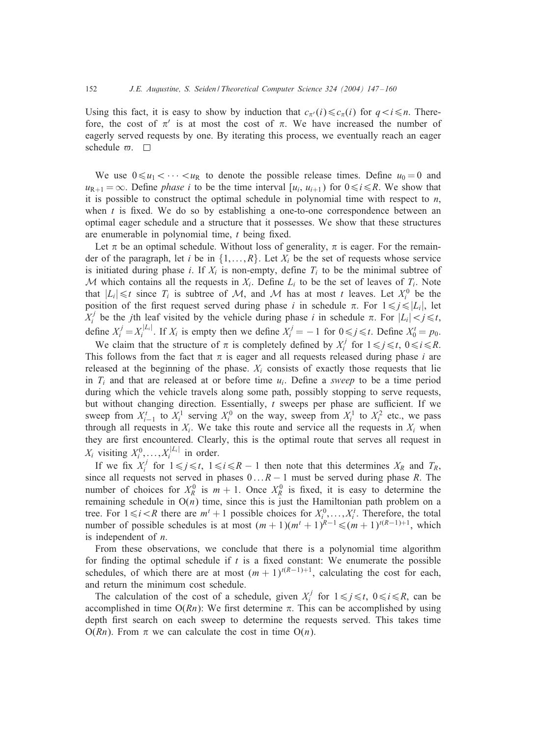Using this fact, it is easy to show by induction that $c_{\pi'}(i) \leqslant c_{\pi}(i)$ for $q < i \leqslant n$. Therefore, the cost of $\pi'$ is at most the cost of $\pi$. We have increased the number of eagerly served requests by one. By iterating this process, we eventually reach an eager schedule $\varpi$. □

We use $0 \leqslant u_1 < \cdots < u_R$ to denote the possible release times. Define $u_0 = 0$ and $u_{R+1} = \infty$. Define *phase i* to be the time interval $[u_i, u_{i+1})$ for $0 \leqslant i \leqslant R$. We show that it is possible to construct the optimal schedule in polynomial time with respect to $n$, when $t$ is fixed. We do so by establishing a one-to-one correspondence between an optimal eager schedule and a structure that it possesses. We show that these structures are enumerable in polynomial time, $t$ being fixed.

Let $\pi$ be an optimal schedule. Without loss of generality, $\pi$ is eager. For the remainder of the paragraph, let $i$ be in $\{1, \ldots, R\}$. Let $X_i$ be the set of requests whose service is initiated during phase $i$. If $X_i$ is non-empty, define $T_i$ to be the minimal subtree of $\mathcal{M}$ which contains all the requests in $X_i$. Define $L_i$ to be the set of leaves of $T_i$. Note that $|L_i| \leqslant t$ since $T_i$ is subtree of $\mathcal{M}$, and $\mathcal{M}$ has at most $t$ leaves. Let $X_i^0$ be the position of the first request served during phase $i$ in schedule $\pi$. For $1 \leqslant j \leqslant |L_i|$, let $X_i^j$ be the $j$th leaf visited by the vehicle during phase $i$ in schedule $\pi$. For $|L_i| < j \leqslant t$, define $X_i^j = X_i^{|L_i|}$. If $X_i$ is empty then we define $X_i^j = -1$ for $0 \leqslant j \leqslant t$. Define $X_0^t = p_0$.

We claim that the structure of $\pi$ is completely defined by $X_i^j$ for $1 \leqslant j \leqslant t$, $0 \leqslant i \leqslant R$. This follows from the fact that $\pi$ is eager and all requests released during phase $i$ are released at the beginning of the phase. $X_i$ consists of exactly those requests that lie in $T_i$ and that are released at or before time $u_i$. Define a *sweep* to be a time period during which the vehicle travels along some path, possibly stopping to serve requests, but without changing direction. Essentially, $t$ sweeps per phase are sufficient. If we sweep from $X_{i-1}^t$ to $X_i^1$ serving $X_i^0$ on the way, sweep from $X_i^1$ to $X_i^2$ etc., we pass through all requests in $X_i$. We take this route and service all the requests in $X_i$ when they are first encountered. Clearly, this is the optimal route that serves all request in $X_i$ visiting $X_i^0, \ldots, X_i^{|L_i|}$ in order.

If we fix $X_i^j$ for $1 \leqslant j \leqslant t$, $1 \leqslant i \leqslant R-1$ then note that this determines $X_R$ and $T_R$, since all requests not served in phases $0 \ldots R-1$ must be served during phase $R$. The number of choices for $X_R^0$ is $m+1$. Once $X_R^0$ is fixed, it is easy to determine the remaining schedule in $O(n)$ time, since this is just the Hamiltonian path problem on a tree. For $1 \leqslant i < R$ there are $m^t + 1$ possible choices for $X_i^0, \ldots, X_i^t$. Therefore, the total number of possible schedules is at most $(m+1)(m^t+1)^{R-1} \leqslant (m+1)^{t(R-1)+1}$, which is independent of $n$.

From these observations, we conclude that there is a polynomial time algorithm for finding the optimal schedule if $t$ is a fixed constant: We enumerate the possible schedules, of which there are at most $(m+1)^{t(R-1)+1}$, calculating the cost for each, and return the minimum cost schedule.

The calculation of the cost of a schedule, given $X_i^j$ for $1 \leqslant j \leqslant t$, $0 \leqslant i \leqslant R$, can be accomplished in time $O(Rn)$: We first determine $\pi$. This can be accomplished by using depth first search on each sweep to determine the requests served. This takes time $O(Rn)$. From $\pi$ we can calculate the cost in time $O(n)$.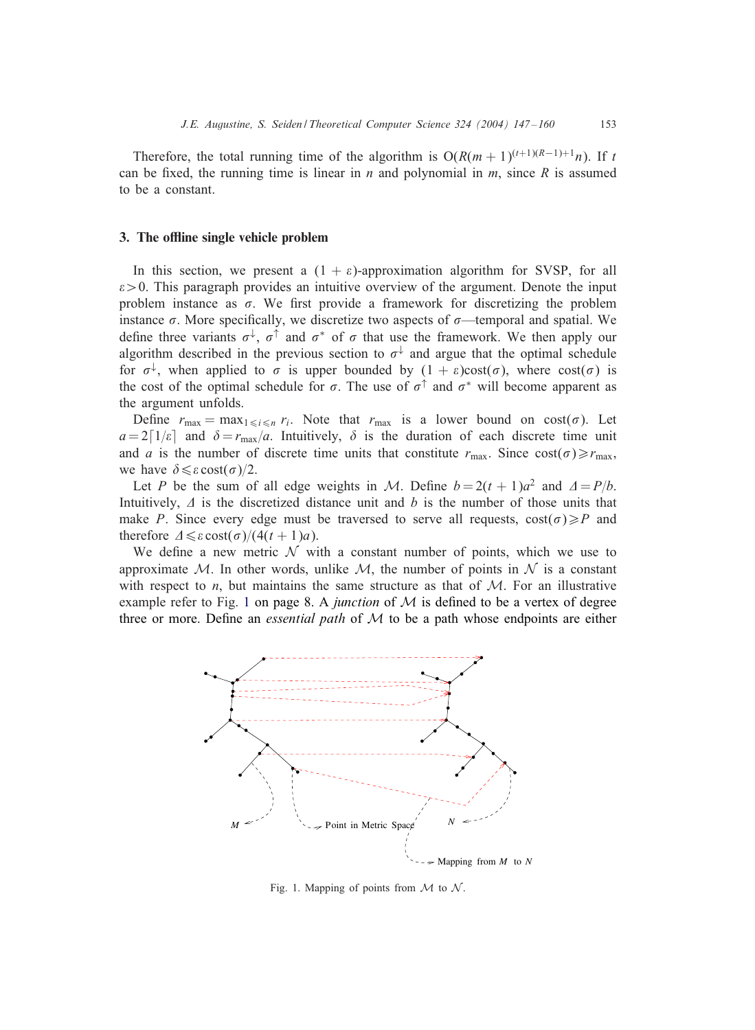Therefore, the total running time of the algorithm is $O(R(m+1)^{(t+1)(R-1)+1}n)$. If $t$ can be fixed, the running time is linear in $n$ and polynomial in $m$, since $R$ is assumed to be a constant.

## 3. The offline single vehicle problem

In this section, we present a $(1+\varepsilon)$-approximation algorithm for SVSP, for all $\varepsilon > 0$. This paragraph provides an intuitive overview of the argument. Denote the input problem instance as $\sigma$. We first provide a framework for discretizing the problem instance $\sigma$. More specifically, we discretize two aspects of $\sigma$—temporal and spatial. We define three variants $\sigma^{\downarrow}$, $\sigma^{\uparrow}$ and $\sigma^{*}$ of $\sigma$ that use the framework. We then apply our algorithm described in the previous section to $\sigma^{\downarrow}$ and argue that the optimal schedule for $\sigma^{\downarrow}$, when applied to $\sigma$ is upper bounded by $(1+\varepsilon)\text{cost}(\sigma)$, where $\text{cost}(\sigma)$ is the cost of the optimal schedule for $\sigma$. The use of $\sigma^{\uparrow}$ and $\sigma^{*}$ will become apparent as the argument unfolds.

Define $r_{\max} = \max_{1 \leqslant i \leqslant n} r_i$. Note that $r_{\max}$ is a lower bound on $\text{cost}(\sigma)$. Let $a = 2\lceil 1/\varepsilon \rceil$ and $\delta = r_{\max}/a$. Intuitively, $\delta$ is the duration of each discrete time unit and $a$ is the number of discrete time units that constitute $r_{\max}$. Since $\text{cost}(\sigma) \geqslant r_{\max}$, we have $\delta \leqslant \varepsilon\,\text{cost}(\sigma)/2$.

Let $P$ be the sum of all edge weights in $\mathcal{M}$. Define $b = 2(t+1)a^2$ and $\Delta = P/b$. Intuitively, $\Delta$ is the discretized distance unit and $b$ is the number of those units that make $P$. Since every edge must be traversed to serve all requests, $\text{cost}(\sigma) \geqslant P$ and therefore $\Delta \leqslant \varepsilon\,\text{cost}(\sigma)/(4(t+1)a)$.

We define a new metric $\mathcal{N}$ with a constant number of points, which we use to approximate $\mathcal{M}$. In other words, unlike $\mathcal{M}$, the number of points in $\mathcal{N}$ is a constant with respect to $n$, but maintains the same structure as that of $\mathcal{M}$. For an illustrative example refer to Fig. 1 on page 8. A *junction* of $\mathcal{M}$ is defined to be a vertex of degree three or more. Define an *essential path* of $\mathcal{M}$ to be a path whose endpoints are either

Fig. 1. Mapping of points from $\mathcal{M}$ to $\mathcal{N}$.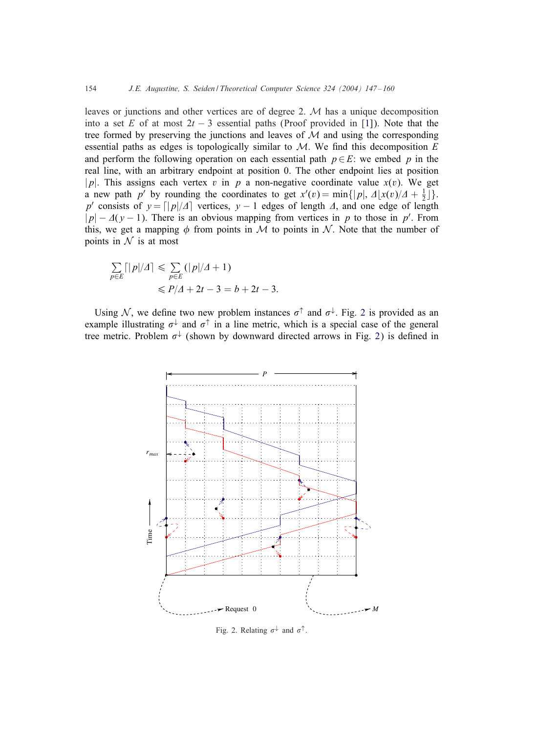leaves or junctions and other vertices are of degree 2. $\mathcal{M}$ has a unique decomposition into a set $E$ of at most $2t-3$ essential paths (Proof provided in [1]). Note that the tree formed by preserving the junctions and leaves of $\mathcal{M}$ and using the corresponding essential paths as edges is topologically similar to $\mathcal{M}$. We find this decomposition $E$ and perform the following operation on each essential path $p \in E$: we embed $p$ in the real line, with an arbitrary endpoint at position 0. The other endpoint lies at position $|p|$. This assigns each vertex $v$ in $p$ a non-negative coordinate value $x(v)$. We get a new path $p'$ by rounding the coordinates to get $x'(v) = \min\{|p|, \Delta\lfloor x(v)/\Delta + \frac{1}{2}\rfloor\}$. $p'$ consists of $y = \lceil |p|/\Delta \rceil$ vertices, $y-1$ edges of length $\Delta$, and one edge of length $|p| - \Delta(y-1)$. There is an obvious mapping from vertices in $p$ to those in $p'$. From this, we get a mapping $\phi$ from points in $\mathcal{M}$ to points in $\mathcal{N}$. Note that the number of points in $\mathcal{N}$ is at most

$$\sum_{p \in E} \lceil |p|/\Delta \rceil \leqslant \sum_{p \in E} (|p|/\Delta + 1)$$
$$\leqslant P/\Delta + 2t - 3 = b + 2t - 3.$$

Using $\mathcal{N}$, we define two new problem instances $\sigma^{\uparrow}$ and $\sigma^{\downarrow}$. Fig. 2 is provided as an example illustrating $\sigma^{\downarrow}$ and $\sigma^{\uparrow}$ in a line metric, which is a special case of the general tree metric. Problem $\sigma^{\downarrow}$ (shown by downward directed arrows in Fig. 2) is defined in

Fig. 2. Relating $\sigma^{\downarrow}$ and $\sigma^{\uparrow}$.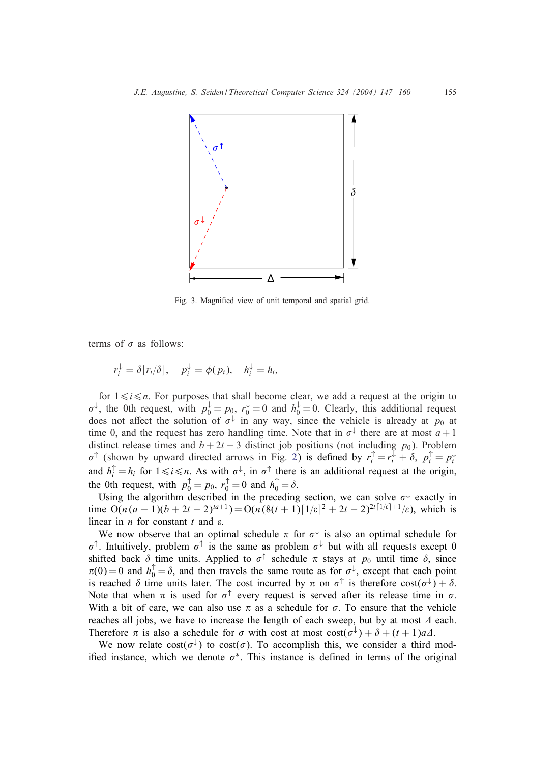Fig. 3. Magnified view of unit temporal and spatial grid.

terms of $\sigma$ as follows:

$$r_i^{\downarrow} = \delta \lfloor r_i/\delta \rfloor, \quad p_i^{\downarrow} = \phi(p_i), \quad h_i^{\downarrow} = h_i,$$

for $1 \leqslant i \leqslant n$. For purposes that shall become clear, we add a request at the origin to $\sigma^{\downarrow}$, the 0th request, with $p_0^{\downarrow} = p_0$, $r_0^{\downarrow} = 0$ and $h_0^{\downarrow} = 0$. Clearly, this additional request does not affect the solution of $\sigma^{\downarrow}$ in any way, since the vehicle is already at $p_0$ at time 0, and the request has zero handling time. Note that in $\sigma^{\downarrow}$ there are at most $a+1$ distinct release times and $b + 2t - 3$ distinct job positions (not including $p_0$). Problem $\sigma^{\uparrow}$ (shown by upward directed arrows in Fig. 2) is defined by $r_i^{\uparrow} = r_i^{\downarrow} + \delta$, $p_i^{\uparrow} = p_i^{\downarrow}$ and $h_i^{\uparrow} = h_i$ for $1 \leqslant i \leqslant n$. As with $\sigma^{\downarrow}$, in $\sigma^{\uparrow}$ there is an additional request at the origin, the 0th request, with $p_0^{\uparrow} = p_0$, $r_0^{\uparrow} = 0$ and $h_0^{\uparrow} = \delta$.

Using the algorithm described in the preceding section, we can solve $\sigma^{\downarrow}$ exactly in time $\mathrm{O}(n(a+1)(b+2t-2)^{ta+1}) = \mathrm{O}(n(8(t+1)\lceil 1/\varepsilon \rceil^2 + 2t - 2)^{2t\lceil 1/\varepsilon \rceil + 1}/\varepsilon)$, which is linear in $n$ for constant $t$ and $\varepsilon$.

We now observe that an optimal schedule $\pi$ for $\sigma^{\downarrow}$ is also an optimal schedule for $\sigma^{\uparrow}$. Intuitively, problem $\sigma^{\uparrow}$ is the same as problem $\sigma^{\downarrow}$ but with all requests except 0 shifted back $\delta$ time units. Applied to $\sigma^{\uparrow}$ schedule $\pi$ stays at $p_0$ until time $\delta$, since $\pi(0) = 0$ and $h_0^{\uparrow} = \delta$, and then travels the same route as for $\sigma^{\downarrow}$, except that each point is reached $\delta$ time units later. The cost incurred by $\pi$ on $\sigma^{\uparrow}$ is therefore $\mathrm{cost}(\sigma^{\downarrow}) + \delta$. Note that when $\pi$ is used for $\sigma^{\uparrow}$ every request is served after its release time in $\sigma$. With a bit of care, we can also use $\pi$ as a schedule for $\sigma$. To ensure that the vehicle reaches all jobs, we have to increase the length of each sweep, but by at most $\Delta$ each. Therefore $\pi$ is also a schedule for $\sigma$ with cost at most $\mathrm{cost}(\sigma^{\downarrow}) + \delta + (t+1)a\Delta$.

We now relate $\mathrm{cost}(\sigma^{\downarrow})$ to $\mathrm{cost}(\sigma)$. To accomplish this, we consider a third modified instance, which we denote $\sigma^{*}$. This instance is defined in terms of the original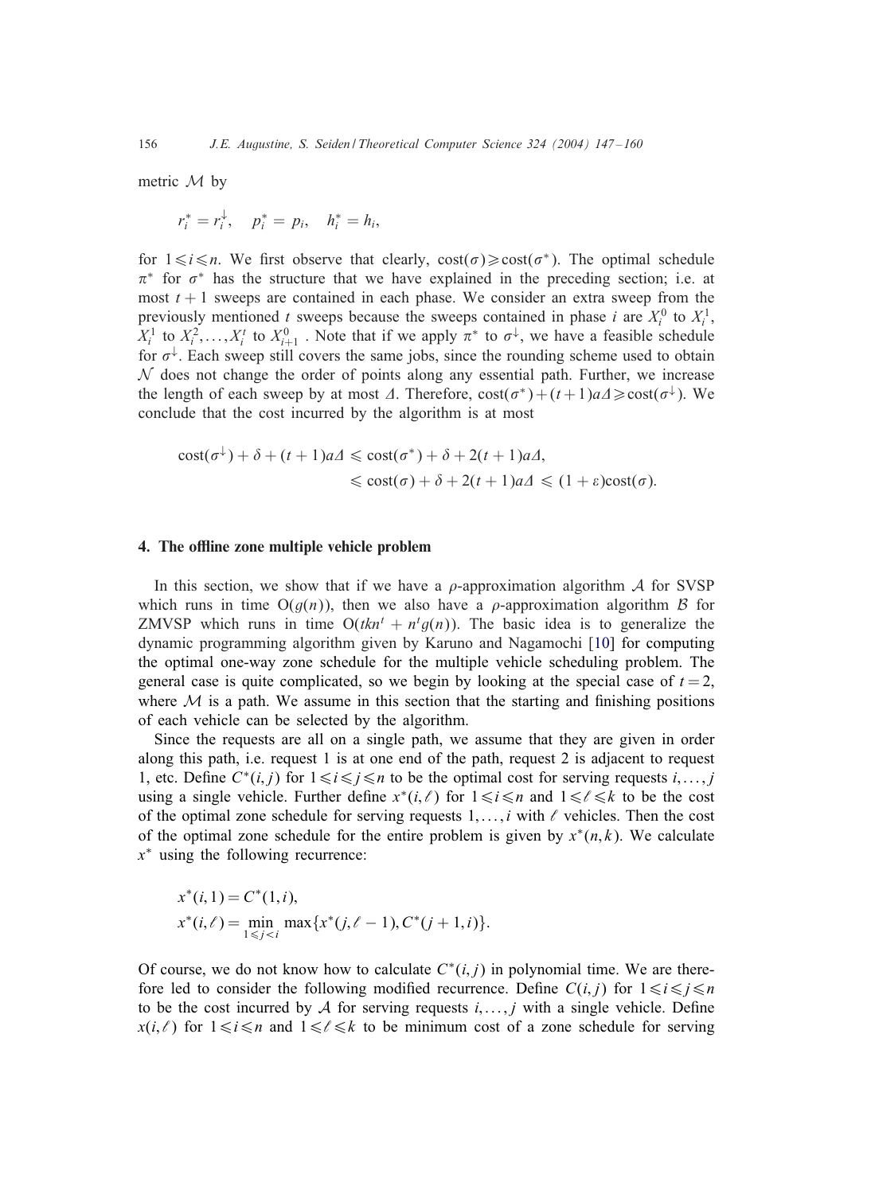metric $\mathcal{M}$ by

$$r_i^* = r_i^{\downarrow}, \quad p_i^* = p_i, \quad h_i^* = h_i,$$

for $1 \leqslant i \leqslant n$. We first observe that clearly, $\text{cost}(\sigma) \geqslant \text{cost}(\sigma^*)$. The optimal schedule $\pi^*$ for $\sigma^*$ has the structure that we have explained in the preceding section; i.e. at most $t+1$ sweeps are contained in each phase. We consider an extra sweep from the previously mentioned $t$ sweeps because the sweeps contained in phase $i$ are $X_i^0$ to $X_i^1$, $X_i^1$ to $X_i^2, \ldots, X_i^t$ to $X_{i+1}^0$ . Note that if we apply $\pi^*$ to $\sigma^{\downarrow}$, we have a feasible schedule for $\sigma^{\downarrow}$. Each sweep still covers the same jobs, since the rounding scheme used to obtain $\mathcal{N}$ does not change the order of points along any essential path. Further, we increase the length of each sweep by at most $\Delta$. Therefore, $\text{cost}(\sigma^*) + (t+1)a\Delta \geqslant \text{cost}(\sigma^{\downarrow})$. We conclude that the cost incurred by the algorithm is at most

$$\begin{aligned}
\text{cost}(\sigma^{\downarrow}) + \delta + (t+1)a\Delta &\leqslant \text{cost}(\sigma^*) + \delta + 2(t+1)a\Delta, \\
&\leqslant \text{cost}(\sigma) + \delta + 2(t+1)a\Delta \leqslant (1+\varepsilon)\text{cost}(\sigma).
\end{aligned}$$

## 4. The offline zone multiple vehicle problem

In this section, we show that if we have a $\rho$-approximation algorithm $\mathcal{A}$ for SVSP which runs in time $O(g(n))$, then we also have a $\rho$-approximation algorithm $\mathcal{B}$ for ZMVSP which runs in time $O(tkn^t + n^t g(n))$. The basic idea is to generalize the dynamic programming algorithm given by Karuno and Nagamochi [10] for computing the optimal one-way zone schedule for the multiple vehicle scheduling problem. The general case is quite complicated, so we begin by looking at the special case of $t=2$, where $\mathcal{M}$ is a path. We assume in this section that the starting and finishing positions of each vehicle can be selected by the algorithm.

Since the requests are all on a single path, we assume that they are given in order along this path, i.e. request 1 is at one end of the path, request 2 is adjacent to request 1, etc. Define $C^*(i,j)$ for $1 \leqslant i \leqslant j \leqslant n$ to be the optimal cost for serving requests $i, \ldots, j$ using a single vehicle. Further define $x^*(i,\ell)$ for $1 \leqslant i \leqslant n$ and $1 \leqslant \ell \leqslant k$ to be the cost of the optimal zone schedule for serving requests $1, \ldots, i$ with $\ell$ vehicles. Then the cost of the optimal zone schedule for the entire problem is given by $x^*(n,k)$. We calculate $x^*$ using the following recurrence:

$$\begin{aligned}
x^*(i,1) &= C^*(1,i), \\
x^*(i,\ell) &= \min_{1 \leqslant j < i} \max\{x^*(j,\ell-1), C^*(j+1,i)\}.
\end{aligned}$$

Of course, we do not know how to calculate $C^*(i,j)$ in polynomial time. We are therefore led to consider the following modified recurrence. Define $C(i,j)$ for $1 \leqslant i \leqslant j \leqslant n$ to be the cost incurred by $\mathcal{A}$ for serving requests $i, \ldots, j$ with a single vehicle. Define $x(i,\ell)$ for $1 \leqslant i \leqslant n$ and $1 \leqslant \ell \leqslant k$ to be minimum cost of a zone schedule for serving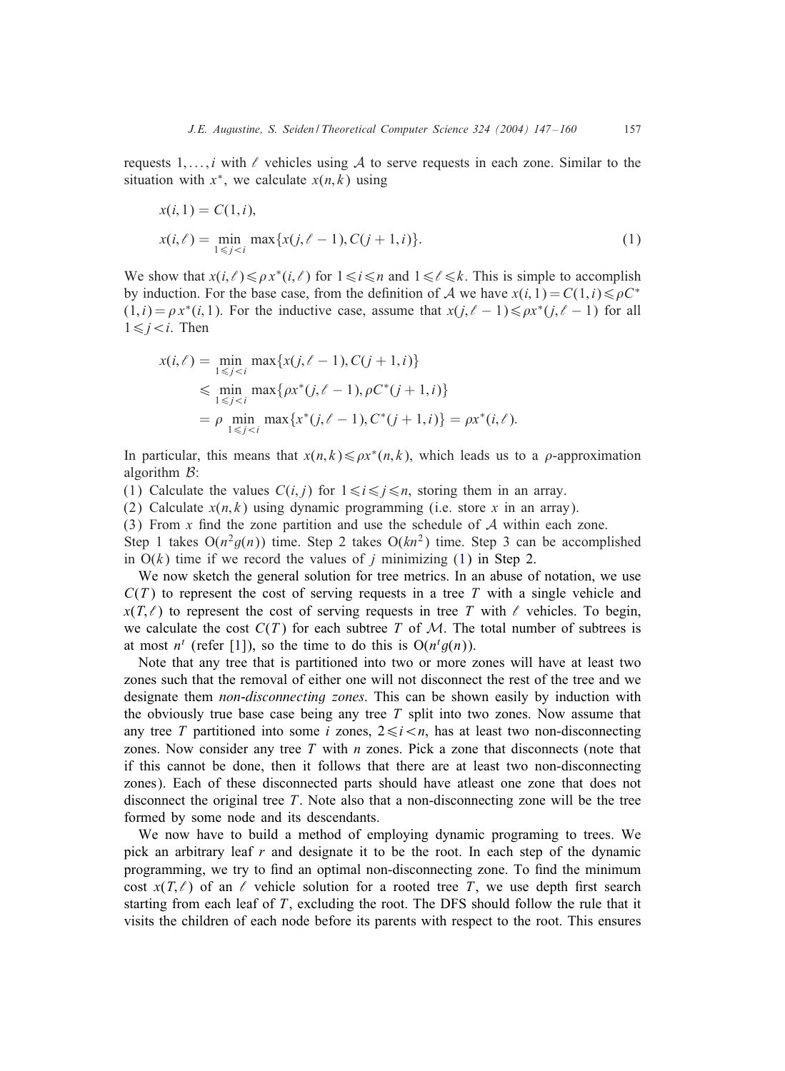requests $1, \ldots, i$ with $\ell$ vehicles using $\mathcal{A}$ to serve requests in each zone. Similar to the situation with $x^*$, we calculate $x(n,k)$ using

$$x(i,1) = C(1,i),$$
$$x(i,\ell) = \min_{1 \leqslant j < i} \max\{x(j,\ell-1), C(j+1,i)\}. \tag{1}$$

We show that $x(i,\ell) \leqslant \rho x^*(i,\ell)$ for $1 \leqslant i \leqslant n$ and $1 \leqslant \ell \leqslant k$. This is simple to accomplish by induction. For the base case, from the definition of $\mathcal{A}$ we have $x(i,1) = C(1,i) \leqslant \rho C^*(1,i) = \rho x^*(i,1)$. For the inductive case, assume that $x(j,\ell-1) \leqslant \rho x^*(j,\ell-1)$ for all $1 \leqslant j < i$. Then

$$\begin{aligned}
x(i,\ell) &= \min_{1 \leqslant j < i} \max\{x(j,\ell-1), C(j+1,i)\} \\
&\leqslant \min_{1 \leqslant j < i} \max\{\rho x^*(j,\ell-1), \rho C^*(j+1,i)\} \\
&= \rho \min_{1 \leqslant j < i} \max\{x^*(j,\ell-1), C^*(j+1,i)\} = \rho x^*(i,\ell).
\end{aligned}$$

In particular, this means that $x(n,k) \leqslant \rho x^*(n,k)$, which leads us to a $\rho$-approximation algorithm $\mathcal{B}$:

(1) Calculate the values $C(i,j)$ for $1 \leqslant i \leqslant j \leqslant n$, storing them in an array.
(2) Calculate $x(n,k)$ using dynamic programming (i.e. store $x$ in an array).
(3) From $x$ find the zone partition and use the schedule of $\mathcal{A}$ within each zone.

Step 1 takes $\mathrm{O}(n^2 g(n))$ time. Step 2 takes $\mathrm{O}(kn^2)$ time. Step 3 can be accomplished in $\mathrm{O}(k)$ time if we record the values of $j$ minimizing (1) in Step 2.

We now sketch the general solution for tree metrics. In an abuse of notation, we use $C(T)$ to represent the cost of serving requests in a tree $T$ with a single vehicle and $x(T,\ell)$ to represent the cost of serving requests in tree $T$ with $\ell$ vehicles. To begin, we calculate the cost $C(T)$ for each subtree $T$ of $\mathcal{M}$. The total number of subtrees is at most $n^t$ (refer [1]), so the time to do this is $\mathrm{O}(n^t g(n))$.

Note that any tree that is partitioned into two or more zones will have at least two zones such that the removal of either one will not disconnect the rest of the tree and we designate them *non-disconnecting zones*. This can be shown easily by induction with the obviously true base case being any tree $T$ split into two zones. Now assume that any tree $T$ partitioned into some $i$ zones, $2 \leqslant i < n$, has at least two non-disconnecting zones. Now consider any tree $T$ with $n$ zones. Pick a zone that disconnects (note that if this cannot be done, then it follows that there are at least two non-disconnecting zones). Each of these disconnected parts should have atleast one zone that does not disconnect the original tree $T$. Note also that a non-disconnecting zone will be the tree formed by some node and its descendants.

We now have to build a method of employing dynamic programing to trees. We pick an arbitrary leaf $r$ and designate it to be the root. In each step of the dynamic programming, we try to find an optimal non-disconnecting zone. To find the minimum cost $x(T,\ell)$ of an $\ell$ vehicle solution for a rooted tree $T$, we use depth first search starting from each leaf of $T$, excluding the root. The DFS should follow the rule that it visits the children of each node before its parents with respect to the root. This ensures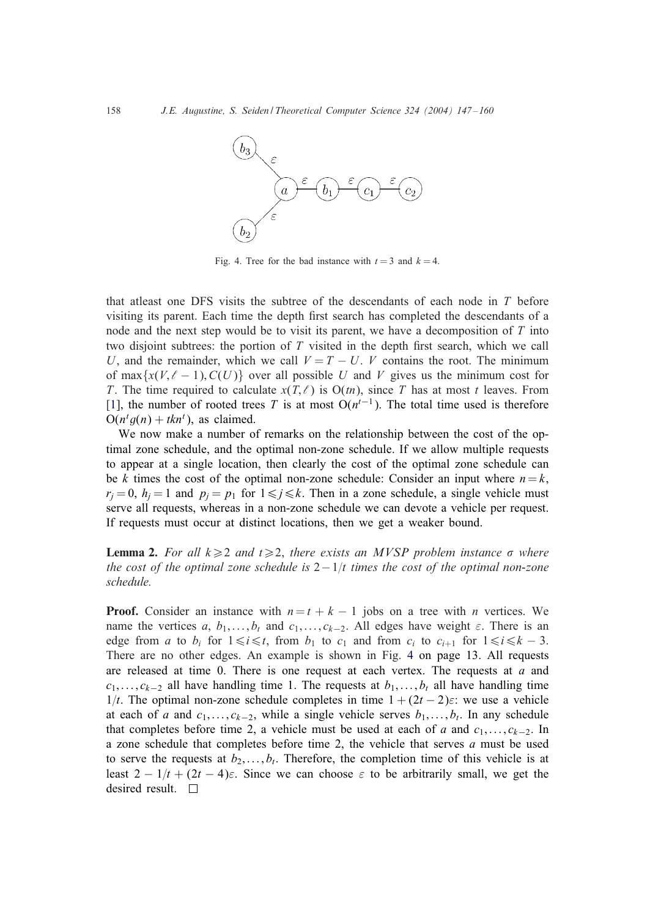Fig. 4. Tree for the bad instance with $t = 3$ and $k = 4$.

that atleast one DFS visits the subtree of the descendants of each node in $T$ before visiting its parent. Each time the depth first search has completed the descendants of a node and the next step would be to visit its parent, we have a decomposition of $T$ into two disjoint subtrees: the portion of $T$ visited in the depth first search, which we call $U$, and the remainder, which we call $V = T - U$. $V$ contains the root. The minimum of $\max\{x(V, \ell - 1), C(U)\}$ over all possible $U$ and $V$ gives us the minimum cost for $T$. The time required to calculate $x(T, \ell)$ is $O(tn)$, since $T$ has at most $t$ leaves. From [1], the number of rooted trees $T$ is at most $O(n^{t-1})$. The total time used is therefore $O(n^t g(n) + tkn^t)$, as claimed.

We now make a number of remarks on the relationship between the cost of the optimal zone schedule, and the optimal non-zone schedule. If we allow multiple requests to appear at a single location, then clearly the cost of the optimal zone schedule can be $k$ times the cost of the optimal non-zone schedule: Consider an input where $n = k$, $r_j = 0$, $h_j = 1$ and $p_j = p_1$ for $1 \leqslant j \leqslant k$. Then in a zone schedule, a single vehicle must serve all requests, whereas in a non-zone schedule we can devote a vehicle per request. If requests must occur at distinct locations, then we get a weaker bound.

**Lemma 2.** *For all $k \geqslant 2$ and $t \geqslant 2$, there exists an MVSP problem instance $\sigma$ where the cost of the optimal zone schedule is $2 - 1/t$ times the cost of the optimal non-zone schedule.*

**Proof.** Consider an instance with $n = t + k - 1$ jobs on a tree with $n$ vertices. We name the vertices $a$, $b_1, \ldots, b_t$ and $c_1, \ldots, c_{k-2}$. All edges have weight $\varepsilon$. There is an edge from $a$ to $b_i$ for $1 \leqslant i \leqslant t$, from $b_1$ to $c_1$ and from $c_i$ to $c_{i+1}$ for $1 \leqslant i \leqslant k - 3$. There are no other edges. An example is shown in Fig. 4 on page 13. All requests are released at time 0. There is one request at each vertex. The requests at $a$ and $c_1, \ldots, c_{k-2}$ all have handling time 1. The requests at $b_1, \ldots, b_t$ all have handling time $1/t$. The optimal non-zone schedule completes in time $1 + (2t - 2)\varepsilon$: we use a vehicle at each of $a$ and $c_1, \ldots, c_{k-2}$, while a single vehicle serves $b_1, \ldots, b_t$. In any schedule that completes before time 2, a vehicle must be used at each of $a$ and $c_1, \ldots, c_{k-2}$. In a zone schedule that completes before time 2, the vehicle that serves $a$ must be used to serve the requests at $b_2, \ldots, b_t$. Therefore, the completion time of this vehicle is at least $2 - 1/t + (2t - 4)\varepsilon$. Since we can choose $\varepsilon$ to be arbitrarily small, we get the desired result. $\square$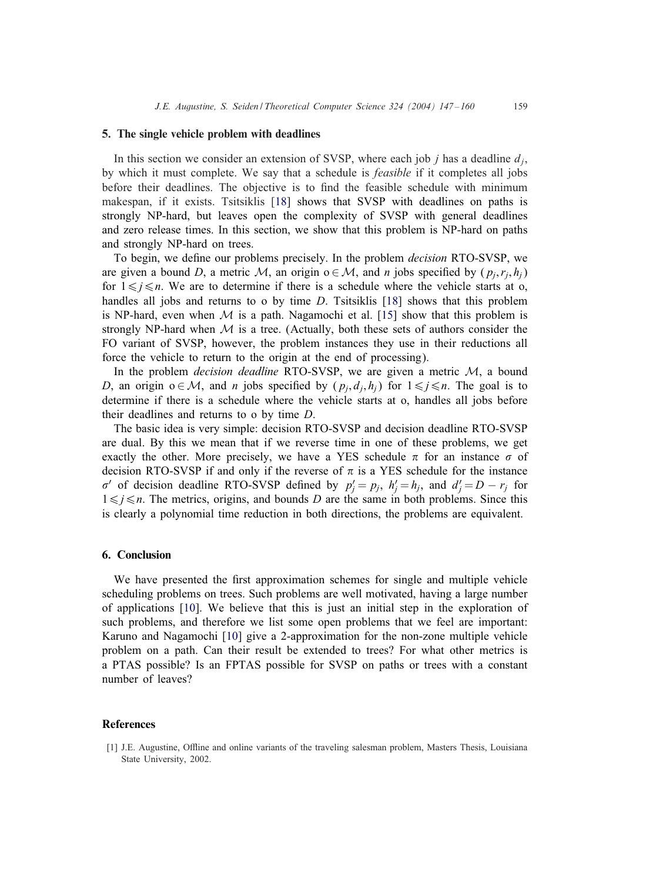## 5. The single vehicle problem with deadlines

In this section we consider an extension of SVSP, where each job $j$ has a deadline $d_j$, by which it must complete. We say that a schedule is *feasible* if it completes all jobs before their deadlines. The objective is to find the feasible schedule with minimum makespan, if it exists. Tsitsiklis [18] shows that SVSP with deadlines on paths is strongly NP-hard, but leaves open the complexity of SVSP with general deadlines and zero release times. In this section, we show that this problem is NP-hard on paths and strongly NP-hard on trees.

To begin, we define our problems precisely. In the problem *decision* RTO-SVSP, we are given a bound $D$, a metric $\mathcal{M}$, an origin $\mathrm{o} \in \mathcal{M}$, and $n$ jobs specified by $(p_j, r_j, h_j)$ for $1 \leqslant j \leqslant n$. We are to determine if there is a schedule where the vehicle starts at o, handles all jobs and returns to o by time $D$. Tsitsiklis [18] shows that this problem is NP-hard, even when $\mathcal{M}$ is a path. Nagamochi et al. [15] show that this problem is strongly NP-hard when $\mathcal{M}$ is a tree. (Actually, both these sets of authors consider the FO variant of SVSP, however, the problem instances they use in their reductions all force the vehicle to return to the origin at the end of processing).

In the problem *decision deadline* RTO-SVSP, we are given a metric $\mathcal{M}$, a bound $D$, an origin $\mathrm{o} \in \mathcal{M}$, and $n$ jobs specified by $(p_j, d_j, h_j)$ for $1 \leqslant j \leqslant n$. The goal is to determine if there is a schedule where the vehicle starts at o, handles all jobs before their deadlines and returns to o by time $D$.

The basic idea is very simple: decision RTO-SVSP and decision deadline RTO-SVSP are dual. By this we mean that if we reverse time in one of these problems, we get exactly the other. More precisely, we have a YES schedule $\pi$ for an instance $\sigma$ of decision RTO-SVSP if and only if the reverse of $\pi$ is a YES schedule for the instance $\sigma'$ of decision deadline RTO-SVSP defined by $p'_j = p_j$, $h'_j = h_j$, and $d'_j = D - r_j$ for $1 \leqslant j \leqslant n$. The metrics, origins, and bounds $D$ are the same in both problems. Since this is clearly a polynomial time reduction in both directions, the problems are equivalent.

## 6. Conclusion

We have presented the first approximation schemes for single and multiple vehicle scheduling problems on trees. Such problems are well motivated, having a large number of applications [10]. We believe that this is just an initial step in the exploration of such problems, and therefore we list some open problems that we feel are important: Karuno and Nagamochi [10] give a 2-approximation for the non-zone multiple vehicle problem on a path. Can their result be extended to trees? For what other metrics is a PTAS possible? Is an FPTAS possible for SVSP on paths or trees with a constant number of leaves?

## References

[1] J.E. Augustine, Offline and online variants of the traveling salesman problem, Masters Thesis, Louisiana State University, 2002.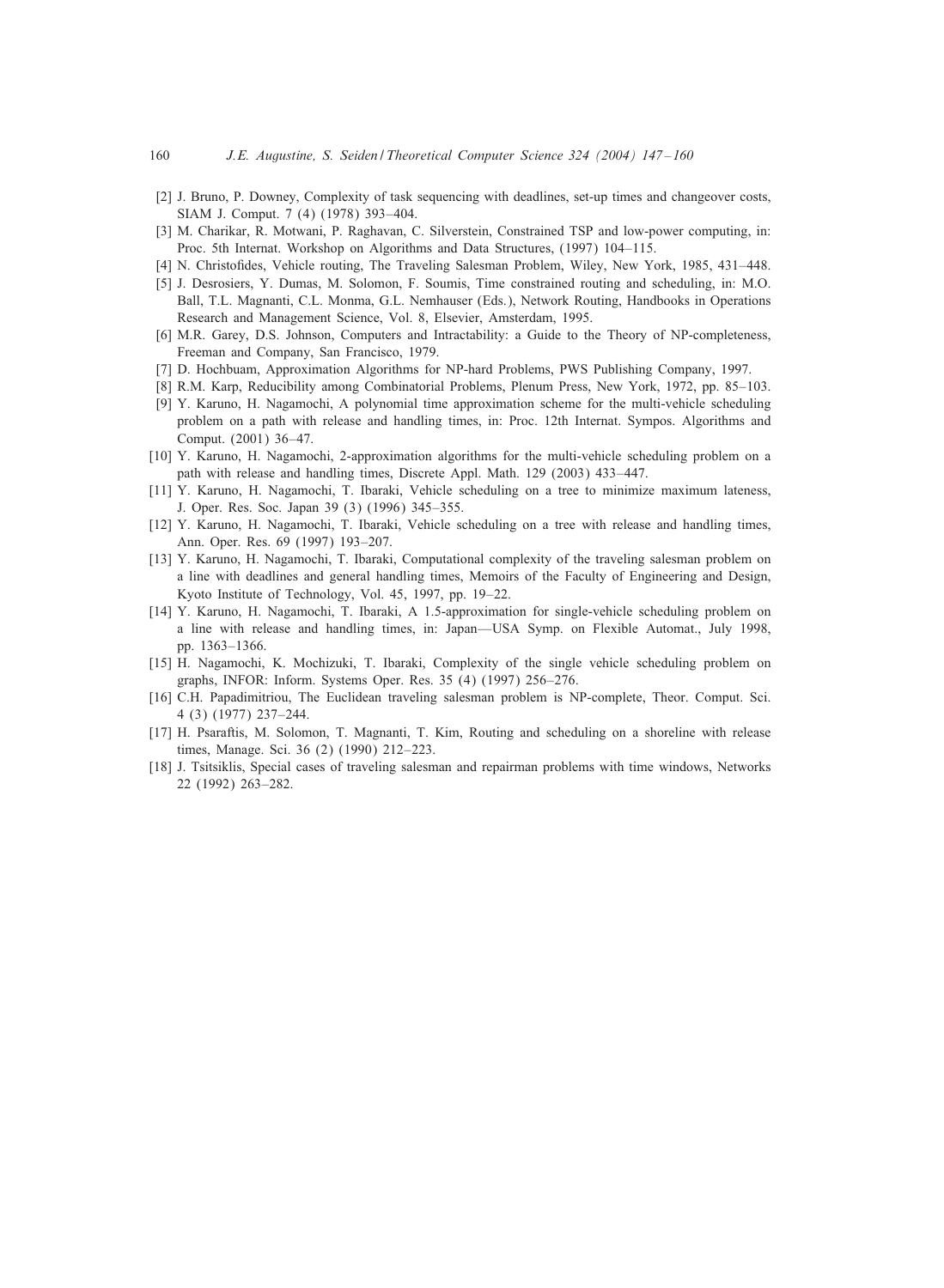[2] J. Bruno, P. Downey, Complexity of task sequencing with deadlines, set-up times and changeover costs, SIAM J. Comput. 7 (4) (1978) 393–404.

[3] M. Charikar, R. Motwani, P. Raghavan, C. Silverstein, Constrained TSP and low-power computing, in: Proc. 5th Internat. Workshop on Algorithms and Data Structures, (1997) 104–115.

[4] N. Christofides, Vehicle routing, The Traveling Salesman Problem, Wiley, New York, 1985, 431–448.

[5] J. Desrosiers, Y. Dumas, M. Solomon, F. Soumis, Time constrained routing and scheduling, in: M.O. Ball, T.L. Magnanti, C.L. Monma, G.L. Nemhauser (Eds.), Network Routing, Handbooks in Operations Research and Management Science, Vol. 8, Elsevier, Amsterdam, 1995.

[6] M.R. Garey, D.S. Johnson, Computers and Intractability: a Guide to the Theory of NP-completeness, Freeman and Company, San Francisco, 1979.

[7] D. Hochbuam, Approximation Algorithms for NP-hard Problems, PWS Publishing Company, 1997.

[8] R.M. Karp, Reducibility among Combinatorial Problems, Plenum Press, New York, 1972, pp. 85–103.

[9] Y. Karuno, H. Nagamochi, A polynomial time approximation scheme for the multi-vehicle scheduling problem on a path with release and handling times, in: Proc. 12th Internat. Sympos. Algorithms and Comput. (2001) 36–47.

[10] Y. Karuno, H. Nagamochi, 2-approximation algorithms for the multi-vehicle scheduling problem on a path with release and handling times, Discrete Appl. Math. 129 (2003) 433–447.

[11] Y. Karuno, H. Nagamochi, T. Ibaraki, Vehicle scheduling on a tree to minimize maximum lateness, J. Oper. Res. Soc. Japan 39 (3) (1996) 345–355.

[12] Y. Karuno, H. Nagamochi, T. Ibaraki, Vehicle scheduling on a tree with release and handling times, Ann. Oper. Res. 69 (1997) 193–207.

[13] Y. Karuno, H. Nagamochi, T. Ibaraki, Computational complexity of the traveling salesman problem on a line with deadlines and general handling times, Memoirs of the Faculty of Engineering and Design, Kyoto Institute of Technology, Vol. 45, 1997, pp. 19–22.

[14] Y. Karuno, H. Nagamochi, T. Ibaraki, A 1.5-approximation for single-vehicle scheduling problem on a line with release and handling times, in: Japan—USA Symp. on Flexible Automat., July 1998, pp. 1363–1366.

[15] H. Nagamochi, K. Mochizuki, T. Ibaraki, Complexity of the single vehicle scheduling problem on graphs, INFOR: Inform. Systems Oper. Res. 35 (4) (1997) 256–276.

[16] C.H. Papadimitriou, The Euclidean traveling salesman problem is NP-complete, Theor. Comput. Sci. 4 (3) (1977) 237–244.

[17] H. Psaraftis, M. Solomon, T. Magnanti, T. Kim, Routing and scheduling on a shoreline with release times, Manage. Sci. 36 (2) (1990) 212–223.

[18] J. Tsitsiklis, Special cases of traveling salesman and repairman problems with time windows, Networks 22 (1992) 263–282.